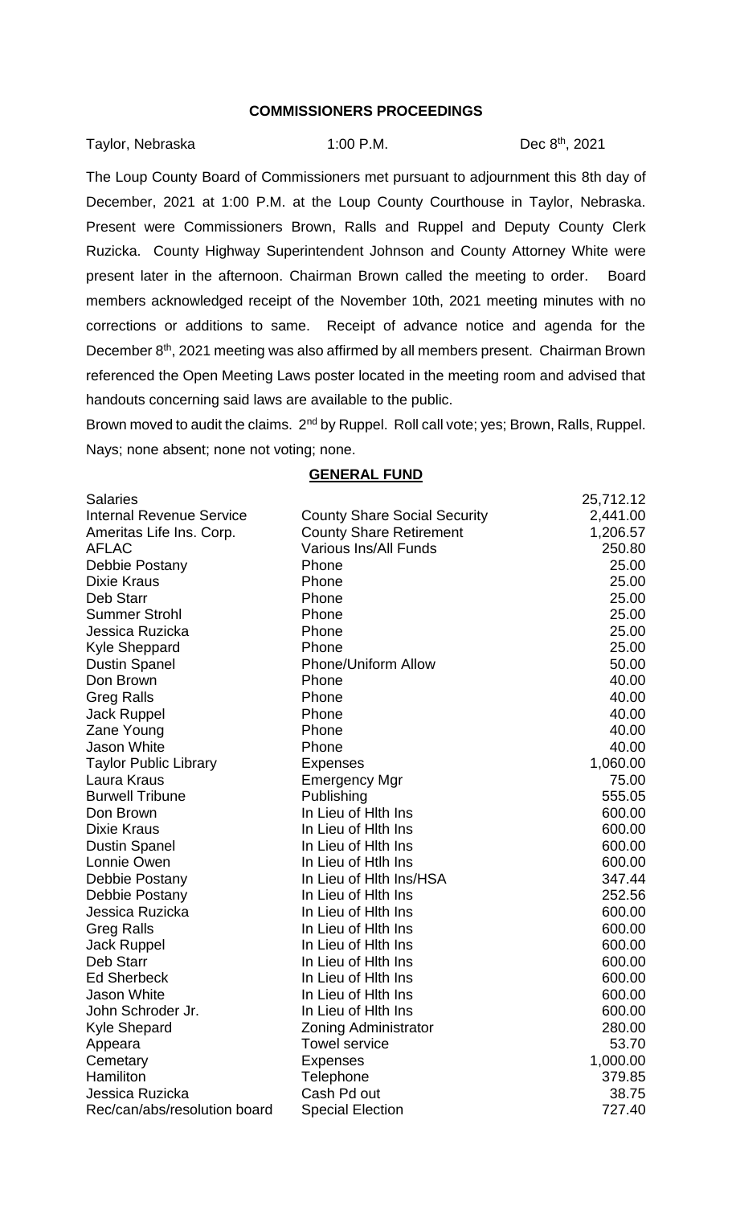## COMMISSIONERS PROCEEDINGS

Taylor, Nebraska 1:00 P.M. Dec 8th, 2021

The Loup County Board of Commissioners met pursuant to adjournment this 8th day of December, 2021 at 1:00 P.M. at the Loup County Courthouse in Taylor, Nebraska. Present were Commissioners Brown, Ralls and Ruppel and Deputy County Clerk Ruzicka. County Highway Superintendent Johnson and County Attorney White were present later in the afternoon. Chairman Brown called the meeting to order. Board members acknowledged receipt of the November 10th, 2021 meeting minutes with no corrections or additions to same. Receipt of advance notice and agenda for the December 8th, 2021 meeting was also affirmed by all members present. Chairman Brown referenced the Open Meeting Laws poster located in the meeting room and advised that handouts concerning said laws are available to the public.

Brown moved to audit the claims. 2nd by Ruppel. Roll call vote; yes; Brown, Ralls, Ruppel. Nays; none absent; none not voting; none.

### GENERAL FUND

| | | |
|---|---|---|
| Salaries | | 25,712.12 |
| Internal Revenue Service | County Share Social Security | 2,441.00 |
| Ameritas Life Ins. Corp. | County Share Retirement | 1,206.57 |
| AFLAC | Various Ins/All Funds | 250.80 |
| Debbie Postany | Phone | 25.00 |
| Dixie Kraus | Phone | 25.00 |
| Deb Starr | Phone | 25.00 |
| Summer Strohl | Phone | 25.00 |
| Jessica Ruzicka | Phone | 25.00 |
| Kyle Sheppard | Phone | 25.00 |
| Dustin Spanel | Phone/Uniform Allow | 50.00 |
| Don Brown | Phone | 40.00 |
| Greg Ralls | Phone | 40.00 |
| Jack Ruppel | Phone | 40.00 |
| Zane Young | Phone | 40.00 |
| Jason White | Phone | 40.00 |
| Taylor Public Library | Expenses | 1,060.00 |
| Laura Kraus | Emergency Mgr | 75.00 |
| Burwell Tribune | Publishing | 555.05 |
| Don Brown | In Lieu of Hlth Ins | 600.00 |
| Dixie Kraus | In Lieu of Hlth Ins | 600.00 |
| Dustin Spanel | In Lieu of Hlth Ins | 600.00 |
| Lonnie Owen | In Lieu of Htlh Ins | 600.00 |
| Debbie Postany | In Lieu of Hlth Ins/HSA | 347.44 |
| Debbie Postany | In Lieu of Hlth Ins | 252.56 |
| Jessica Ruzicka | In Lieu of Hlth Ins | 600.00 |
| Greg Ralls | In Lieu of Hlth Ins | 600.00 |
| Jack Ruppel | In Lieu of Hlth Ins | 600.00 |
| Deb Starr | In Lieu of Hlth Ins | 600.00 |
| Ed Sherbeck | In Lieu of Hlth Ins | 600.00 |
| Jason White | In Lieu of Hlth Ins | 600.00 |
| John Schroder Jr. | In Lieu of Hlth Ins | 600.00 |
| Kyle Shepard | Zoning Administrator | 280.00 |
| Appeara | Towel service | 53.70 |
| Cemetary | Expenses | 1,000.00 |
| Hamiliton | Telephone | 379.85 |
| Jessica Ruzicka | Cash Pd out | 38.75 |
| Rec/can/abs/resolution board | Special Election | 727.40 |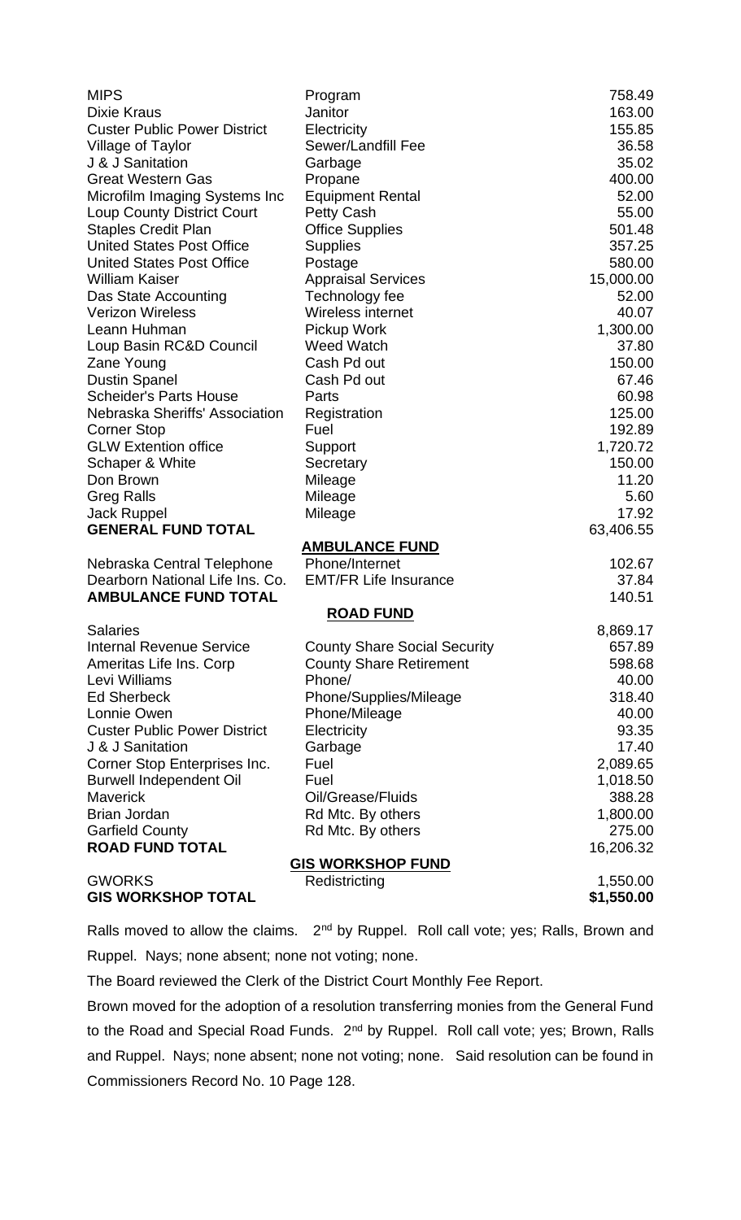| | | |
|---|---|---|
| MIPS | Program | 758.49 |
| Dixie Kraus | Janitor | 163.00 |
| Custer Public Power District | Electricity | 155.85 |
| Village of Taylor | Sewer/Landfill Fee | 36.58 |
| J & J Sanitation | Garbage | 35.02 |
| Great Western Gas | Propane | 400.00 |
| Microfilm Imaging Systems Inc | Equipment Rental | 52.00 |
| Loup County District Court | Petty Cash | 55.00 |
| Staples Credit Plan | Office Supplies | 501.48 |
| United States Post Office | Supplies | 357.25 |
| United States Post Office | Postage | 580.00 |
| William Kaiser | Appraisal Services | 15,000.00 |
| Das State Accounting | Technology fee | 52.00 |
| Verizon Wireless | Wireless internet | 40.07 |
| Leann Huhman | Pickup Work | 1,300.00 |
| Loup Basin RC&D Council | Weed Watch | 37.80 |
| Zane Young | Cash Pd out | 150.00 |
| Dustin Spanel | Cash Pd out | 67.46 |
| Scheider's Parts House | Parts | 60.98 |
| Nebraska Sheriffs' Association | Registration | 125.00 |
| Corner Stop | Fuel | 192.89 |
| GLW Extention office | Support | 1,720.72 |
| Schaper & White | Secretary | 150.00 |
| Don Brown | Mileage | 11.20 |
| Greg Ralls | Mileage | 5.60 |
| Jack Ruppel | Mileage | 17.92 |
| **GENERAL FUND TOTAL** | | 63,406.55 |
| | **AMBULANCE FUND** | |
| Nebraska Central Telephone | Phone/Internet | 102.67 |
| Dearborn National Life Ins. Co. | EMT/FR Life Insurance | 37.84 |
| **AMBULANCE FUND TOTAL** | | 140.51 |
| | **ROAD FUND** | |
| Salaries | | 8,869.17 |
| Internal Revenue Service | County Share Social Security | 657.89 |
| Ameritas Life Ins. Corp | County Share Retirement | 598.68 |
| Levi Williams | Phone/ | 40.00 |
| Ed Sherbeck | Phone/Supplies/Mileage | 318.40 |
| Lonnie Owen | Phone/Mileage | 40.00 |
| Custer Public Power District | Electricity | 93.35 |
| J & J Sanitation | Garbage | 17.40 |
| Corner Stop Enterprises Inc. | Fuel | 2,089.65 |
| Burwell Independent Oil | Fuel | 1,018.50 |
| Maverick | Oil/Grease/Fluids | 388.28 |
| Brian Jordan | Rd Mtc. By others | 1,800.00 |
| Garfield County | Rd Mtc. By others | 275.00 |
| **ROAD FUND TOTAL** | | 16,206.32 |
| | **GIS WORKSHOP FUND** | |
| GWORKS | Redistricting | 1,550.00 |
| **GIS WORKSHOP TOTAL** | | **$1,550.00** |

Ralls moved to allow the claims. 2nd by Ruppel. Roll call vote; yes; Ralls, Brown and Ruppel. Nays; none absent; none not voting; none.

The Board reviewed the Clerk of the District Court Monthly Fee Report.

Brown moved for the adoption of a resolution transferring monies from the General Fund to the Road and Special Road Funds. 2nd by Ruppel. Roll call vote; yes; Brown, Ralls and Ruppel. Nays; none absent; none not voting; none. Said resolution can be found in Commissioners Record No. 10 Page 128.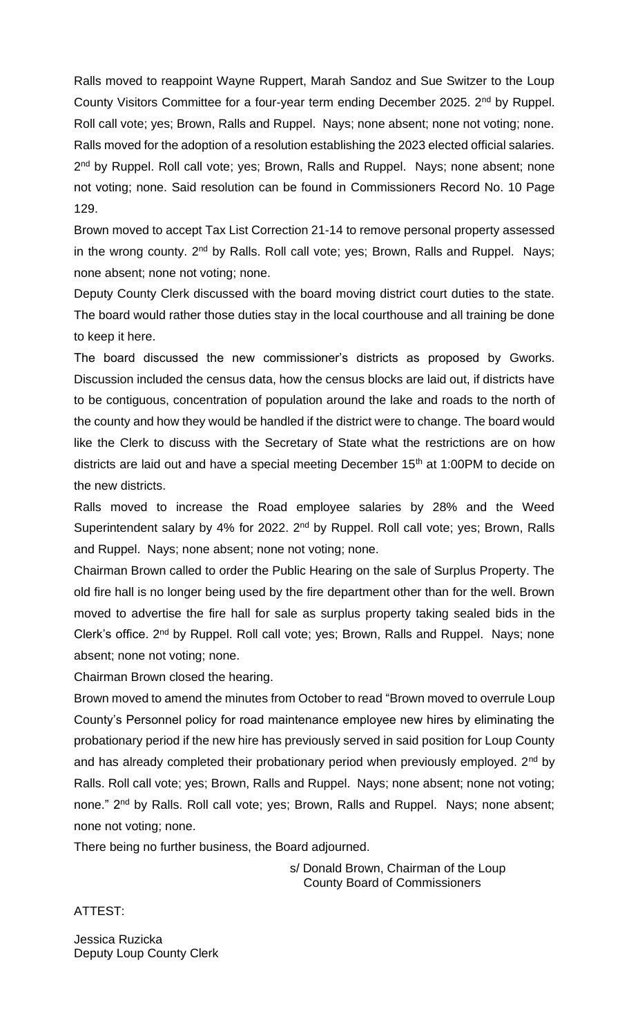Ralls moved to reappoint Wayne Ruppert, Marah Sandoz and Sue Switzer to the Loup County Visitors Committee for a four-year term ending December 2025. 2nd by Ruppel. Roll call vote; yes; Brown, Ralls and Ruppel. Nays; none absent; none not voting; none.

Ralls moved for the adoption of a resolution establishing the 2023 elected official salaries. 2nd by Ruppel. Roll call vote; yes; Brown, Ralls and Ruppel. Nays; none absent; none not voting; none. Said resolution can be found in Commissioners Record No. 10 Page 129.

Brown moved to accept Tax List Correction 21-14 to remove personal property assessed in the wrong county. 2nd by Ralls. Roll call vote; yes; Brown, Ralls and Ruppel. Nays; none absent; none not voting; none.

Deputy County Clerk discussed with the board moving district court duties to the state. The board would rather those duties stay in the local courthouse and all training be done to keep it here.

The board discussed the new commissioner's districts as proposed by Gworks. Discussion included the census data, how the census blocks are laid out, if districts have to be contiguous, concentration of population around the lake and roads to the north of the county and how they would be handled if the district were to change. The board would like the Clerk to discuss with the Secretary of State what the restrictions are on how districts are laid out and have a special meeting December 15th at 1:00PM to decide on the new districts.

Ralls moved to increase the Road employee salaries by 28% and the Weed Superintendent salary by 4% for 2022. 2nd by Ruppel. Roll call vote; yes; Brown, Ralls and Ruppel. Nays; none absent; none not voting; none.

Chairman Brown called to order the Public Hearing on the sale of Surplus Property. The old fire hall is no longer being used by the fire department other than for the well. Brown moved to advertise the fire hall for sale as surplus property taking sealed bids in the Clerk's office. 2nd by Ruppel. Roll call vote; yes; Brown, Ralls and Ruppel. Nays; none absent; none not voting; none.

Chairman Brown closed the hearing.

Brown moved to amend the minutes from October to read "Brown moved to overrule Loup County's Personnel policy for road maintenance employee new hires by eliminating the probationary period if the new hire has previously served in said position for Loup County and has already completed their probationary period when previously employed. 2nd by Ralls. Roll call vote; yes; Brown, Ralls and Ruppel. Nays; none absent; none not voting; none." 2nd by Ralls. Roll call vote; yes; Brown, Ralls and Ruppel. Nays; none absent; none not voting; none.

There being no further business, the Board adjourned.

s/ Donald Brown, Chairman of the Loup County Board of Commissioners

ATTEST:

Jessica Ruzicka
Deputy Loup County Clerk